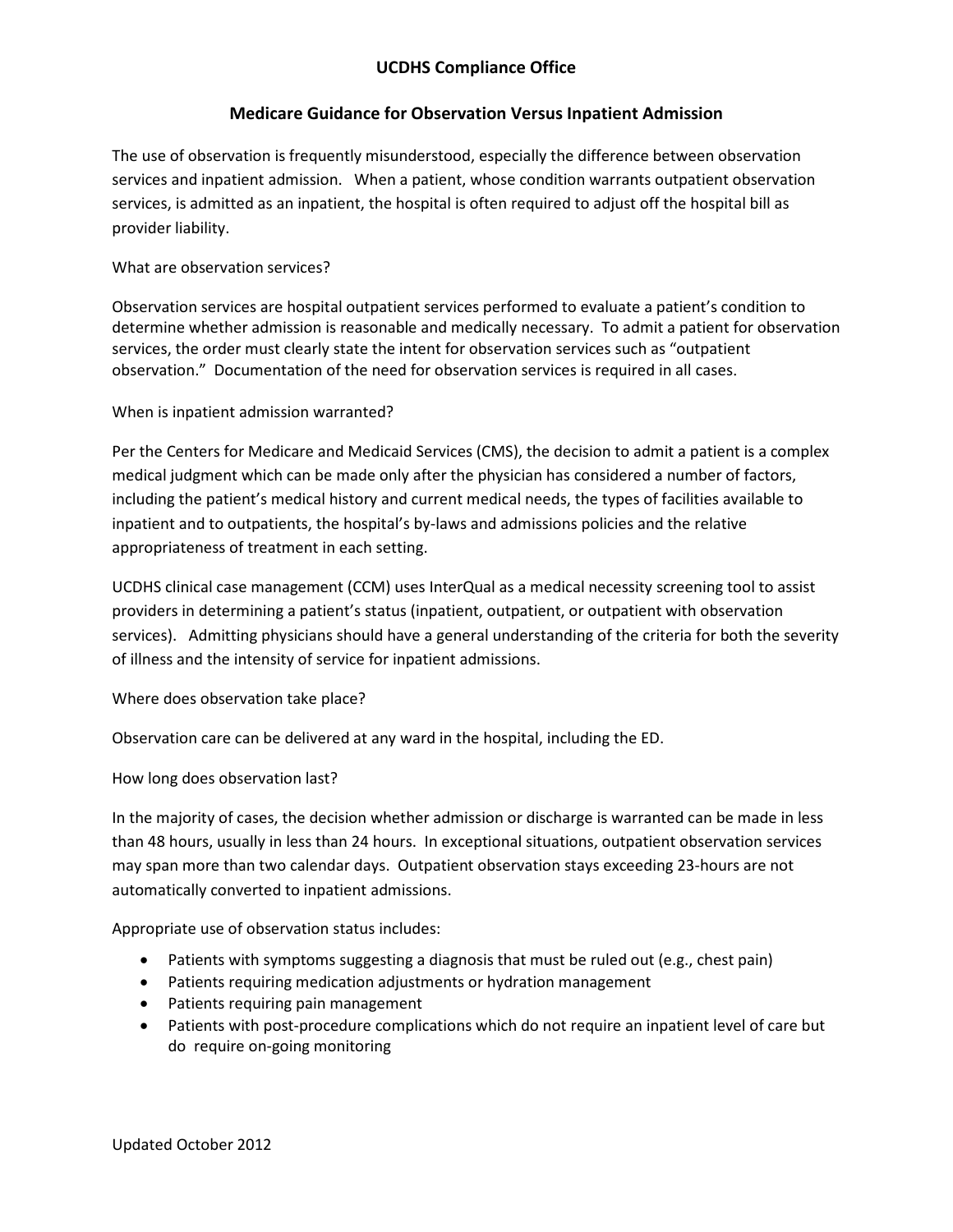# UCDHS Compliance Office

## Medicare Guidance for Observation Versus Inpatient Admission

The use of observation is frequently misunderstood, especially the difference between observation services and inpatient admission. When a patient, whose condition warrants outpatient observation services, is admitted as an inpatient, the hospital is often required to adjust off the hospital bill as provider liability.

What are observation services?

Observation services are hospital outpatient services performed to evaluate a patient's condition to determine whether admission is reasonable and medically necessary. To admit a patient for observation services, the order must clearly state the intent for observation services such as "outpatient observation." Documentation of the need for observation services is required in all cases.

When is inpatient admission warranted?

Per the Centers for Medicare and Medicaid Services (CMS), the decision to admit a patient is a complex medical judgment which can be made only after the physician has considered a number of factors, including the patient's medical history and current medical needs, the types of facilities available to inpatient and to outpatients, the hospital's by-laws and admissions policies and the relative appropriateness of treatment in each setting.

UCDHS clinical case management (CCM) uses InterQual as a medical necessity screening tool to assist providers in determining a patient's status (inpatient, outpatient, or outpatient with observation services). Admitting physicians should have a general understanding of the criteria for both the severity of illness and the intensity of service for inpatient admissions.

Where does observation take place?

Observation care can be delivered at any ward in the hospital, including the ED.

How long does observation last?

In the majority of cases, the decision whether admission or discharge is warranted can be made in less than 48 hours, usually in less than 24 hours. In exceptional situations, outpatient observation services may span more than two calendar days. Outpatient observation stays exceeding 23-hours are not automatically converted to inpatient admissions.

Appropriate use of observation status includes:

- Patients with symptoms suggesting a diagnosis that must be ruled out (e.g., chest pain)
- Patients requiring medication adjustments or hydration management
- Patients requiring pain management
- Patients with post-procedure complications which do not require an inpatient level of care but do require on-going monitoring

Updated October 2012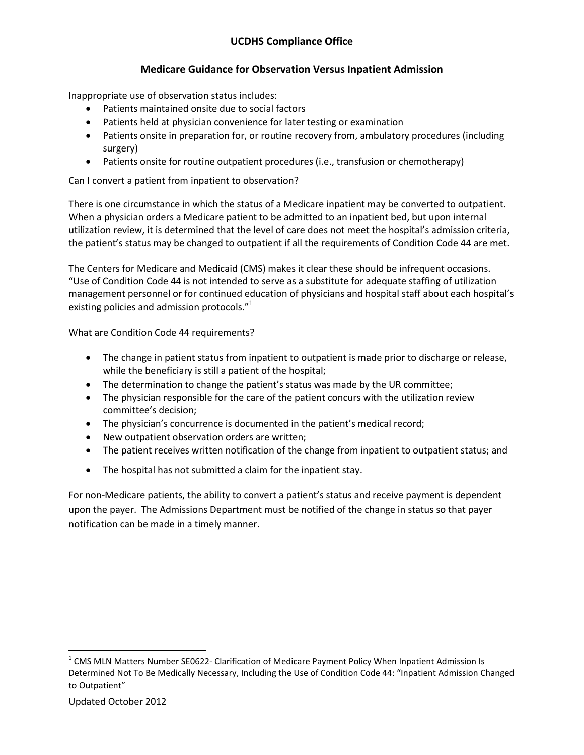# UCDHS Compliance Office

## Medicare Guidance for Observation Versus Inpatient Admission

Inappropriate use of observation status includes:

- Patients maintained onsite due to social factors
- Patients held at physician convenience for later testing or examination
- Patients onsite in preparation for, or routine recovery from, ambulatory procedures (including surgery)
- Patients onsite for routine outpatient procedures (i.e., transfusion or chemotherapy)

Can I convert a patient from inpatient to observation?

There is one circumstance in which the status of a Medicare inpatient may be converted to outpatient. When a physician orders a Medicare patient to be admitted to an inpatient bed, but upon internal utilization review, it is determined that the level of care does not meet the hospital's admission criteria, the patient's status may be changed to outpatient if all the requirements of Condition Code 44 are met.

The Centers for Medicare and Medicaid (CMS) makes it clear these should be infrequent occasions. "Use of Condition Code 44 is not intended to serve as a substitute for adequate staffing of utilization management personnel or for continued education of physicians and hospital staff about each hospital's existing policies and admission protocols."[1]

What are Condition Code 44 requirements?

- The change in patient status from inpatient to outpatient is made prior to discharge or release, while the beneficiary is still a patient of the hospital;
- The determination to change the patient's status was made by the UR committee;
- The physician responsible for the care of the patient concurs with the utilization review committee's decision;
- The physician's concurrence is documented in the patient's medical record;
- New outpatient observation orders are written;
- The patient receives written notification of the change from inpatient to outpatient status; and
- The hospital has not submitted a claim for the inpatient stay.

For non-Medicare patients, the ability to convert a patient's status and receive payment is dependent upon the payer. The Admissions Department must be notified of the change in status so that payer notification can be made in a timely manner.

---

[1] CMS MLN Matters Number SE0622- Clarification of Medicare Payment Policy When Inpatient Admission Is Determined Not To Be Medically Necessary, Including the Use of Condition Code 44: "Inpatient Admission Changed to Outpatient"

Updated October 2012